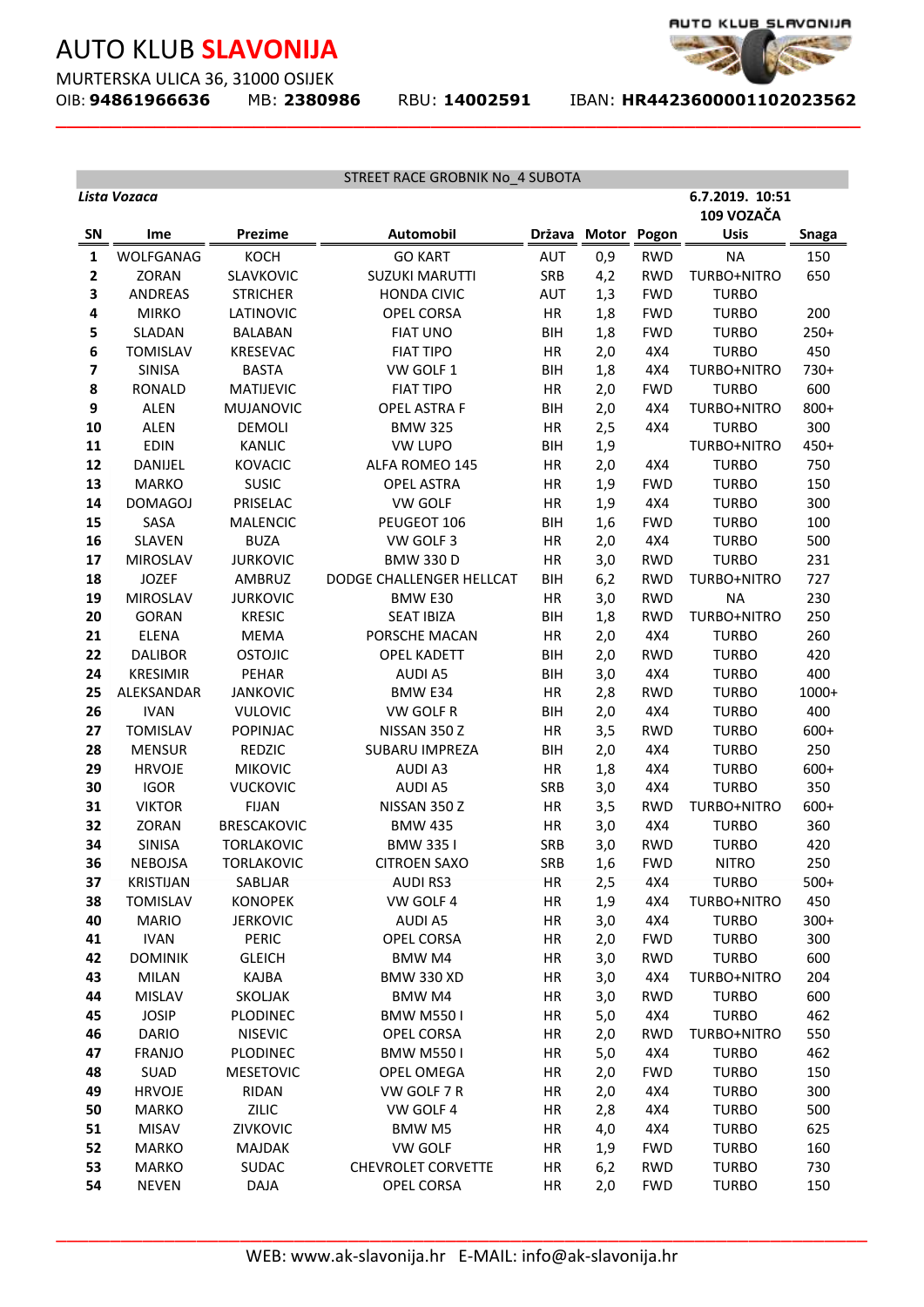# AUTO KLUB **SLAVONIJA**

MURTERSKA ULICA 36, 31000 OSIJEK

OIB: **94861966636** MB: **2380986** RBU: **14002591** IBAN: **HR4423600001102023562**

STREET RACE GROBNIK No_4 SUBOTA

***Lista Vozaca*** — 6.7.2019. 10:51 — 109 VOZAČA

| SN | Ime | Prezime | Automobil | Država | Motor | Pogon | Usis | Snaga |
|---|---|---|---|---|---|---|---|---|
| **1** | WOLFGANAG | KOCH | GO KART | AUT | 0,9 | RWD | NA | 150 |
| **2** | ZORAN | SLAVKOVIC | SUZUKI MARUTTI | SRB | 4,2 | RWD | TURBO+NITRO | 650 |
| **3** | ANDREAS | STRICHER | HONDA CIVIC | AUT | 1,3 | FWD | TURBO | |
| **4** | MIRKO | LATINOVIC | OPEL CORSA | HR | 1,8 | FWD | TURBO | 200 |
| **5** | SLADAN | BALABAN | FIAT UNO | BIH | 1,8 | FWD | TURBO | 250+ |
| **6** | TOMISLAV | KRESEVAC | FIAT TIPO | HR | 2,0 | 4X4 | TURBO | 450 |
| **7** | SINISA | BASTA | VW GOLF 1 | BIH | 1,8 | 4X4 | TURBO+NITRO | 730+ |
| **8** | RONALD | MATIJEVIC | FIAT TIPO | HR | 2,0 | FWD | TURBO | 600 |
| **9** | ALEN | MUJANOVIC | OPEL ASTRA F | BIH | 2,0 | 4X4 | TURBO+NITRO | 800+ |
| **10** | ALEN | DEMOLI | BMW 325 | HR | 2,5 | 4X4 | TURBO | 300 |
| **11** | EDIN | KANLIC | VW LUPO | BIH | 1,9 | | TURBO+NITRO | 450+ |
| **12** | DANIJEL | KOVACIC | ALFA ROMEO 145 | HR | 2,0 | 4X4 | TURBO | 750 |
| **13** | MARKO | SUSIC | OPEL ASTRA | HR | 1,9 | FWD | TURBO | 150 |
| **14** | DOMAGOJ | PRISELAC | VW GOLF | HR | 1,9 | 4X4 | TURBO | 300 |
| **15** | SASA | MALENCIC | PEUGEOT 106 | BIH | 1,6 | FWD | TURBO | 100 |
| **16** | SLAVEN | BUZA | VW GOLF 3 | HR | 2,0 | 4X4 | TURBO | 500 |
| **17** | MIROSLAV | JURKOVIC | BMW 330 D | HR | 3,0 | RWD | TURBO | 231 |
| **18** | JOZEF | AMBRUZ | DODGE CHALLENGER HELLCAT | BIH | 6,2 | RWD | TURBO+NITRO | 727 |
| **19** | MIROSLAV | JURKOVIC | BMW E30 | HR | 3,0 | RWD | NA | 230 |
| **20** | GORAN | KRESIC | SEAT IBIZA | BIH | 1,8 | RWD | TURBO+NITRO | 250 |
| **21** | ELENA | MEMA | PORSCHE MACAN | HR | 2,0 | 4X4 | TURBO | 260 |
| **22** | DALIBOR | OSTOJIC | OPEL KADETT | BIH | 2,0 | RWD | TURBO | 420 |
| **24** | KRESIMIR | PEHAR | AUDI A5 | BIH | 3,0 | 4X4 | TURBO | 400 |
| **25** | ALEKSANDAR | JANKOVIC | BMW E34 | HR | 2,8 | RWD | TURBO | 1000+ |
| **26** | IVAN | VULOVIC | VW GOLF R | BIH | 2,0 | 4X4 | TURBO | 400 |
| **27** | TOMISLAV | POPINJAC | NISSAN 350 Z | HR | 3,5 | RWD | TURBO | 600+ |
| **28** | MENSUR | REDZIC | SUBARU IMPREZA | BIH | 2,0 | 4X4 | TURBO | 250 |
| **29** | HRVOJE | MIKOVIC | AUDI A3 | HR | 1,8 | 4X4 | TURBO | 600+ |
| **30** | IGOR | VUCKOVIC | AUDI A5 | SRB | 3,0 | 4X4 | TURBO | 350 |
| **31** | VIKTOR | FIJAN | NISSAN 350 Z | HR | 3,5 | RWD | TURBO+NITRO | 600+ |
| **32** | ZORAN | BRESCAKOVIC | BMW 435 | HR | 3,0 | 4X4 | TURBO | 360 |
| **34** | SINISA | TORLAKOVIC | BMW 335 I | SRB | 3,0 | RWD | TURBO | 420 |
| **36** | NEBOJSA | TORLAKOVIC | CITROEN SAXO | SRB | 1,6 | FWD | NITRO | 250 |
| **37** | KRISTIJAN | SABLJAR | AUDI RS3 | HR | 2,5 | 4X4 | TURBO | 500+ |
| **38** | TOMISLAV | KONOPEK | VW GOLF 4 | HR | 1,9 | 4X4 | TURBO+NITRO | 450 |
| **40** | MARIO | JERKOVIC | AUDI A5 | HR | 3,0 | 4X4 | TURBO | 300+ |
| **41** | IVAN | PERIC | OPEL CORSA | HR | 2,0 | FWD | TURBO | 300 |
| **42** | DOMINIK | GLEICH | BMW M4 | HR | 3,0 | RWD | TURBO | 600 |
| **43** | MILAN | KAJBA | BMW 330 XD | HR | 3,0 | 4X4 | TURBO+NITRO | 204 |
| **44** | MISLAV | SKOLJAK | BMW M4 | HR | 3,0 | RWD | TURBO | 600 |
| **45** | JOSIP | PLODINEC | BMW M550 I | HR | 5,0 | 4X4 | TURBO | 462 |
| **46** | DARIO | NISEVIC | OPEL CORSA | HR | 2,0 | RWD | TURBO+NITRO | 550 |
| **47** | FRANJO | PLODINEC | BMW M550 I | HR | 5,0 | 4X4 | TURBO | 462 |
| **48** | SUAD | MESETOVIC | OPEL OMEGA | HR | 2,0 | FWD | TURBO | 150 |
| **49** | HRVOJE | RIDAN | VW GOLF 7 R | HR | 2,0 | 4X4 | TURBO | 300 |
| **50** | MARKO | ZILIC | VW GOLF 4 | HR | 2,8 | 4X4 | TURBO | 500 |
| **51** | MISAV | ZIVKOVIC | BMW M5 | HR | 4,0 | 4X4 | TURBO | 625 |
| **52** | MARKO | MAJDAK | VW GOLF | HR | 1,9 | FWD | TURBO | 160 |
| **53** | MARKO | SUDAC | CHEVROLET CORVETTE | HR | 6,2 | RWD | TURBO | 730 |
| **54** | NEVEN | DAJA | OPEL CORSA | HR | 2,0 | FWD | TURBO | 150 |

WEB: www.ak-slavonija.hr E-MAIL: info@ak-slavonija.hr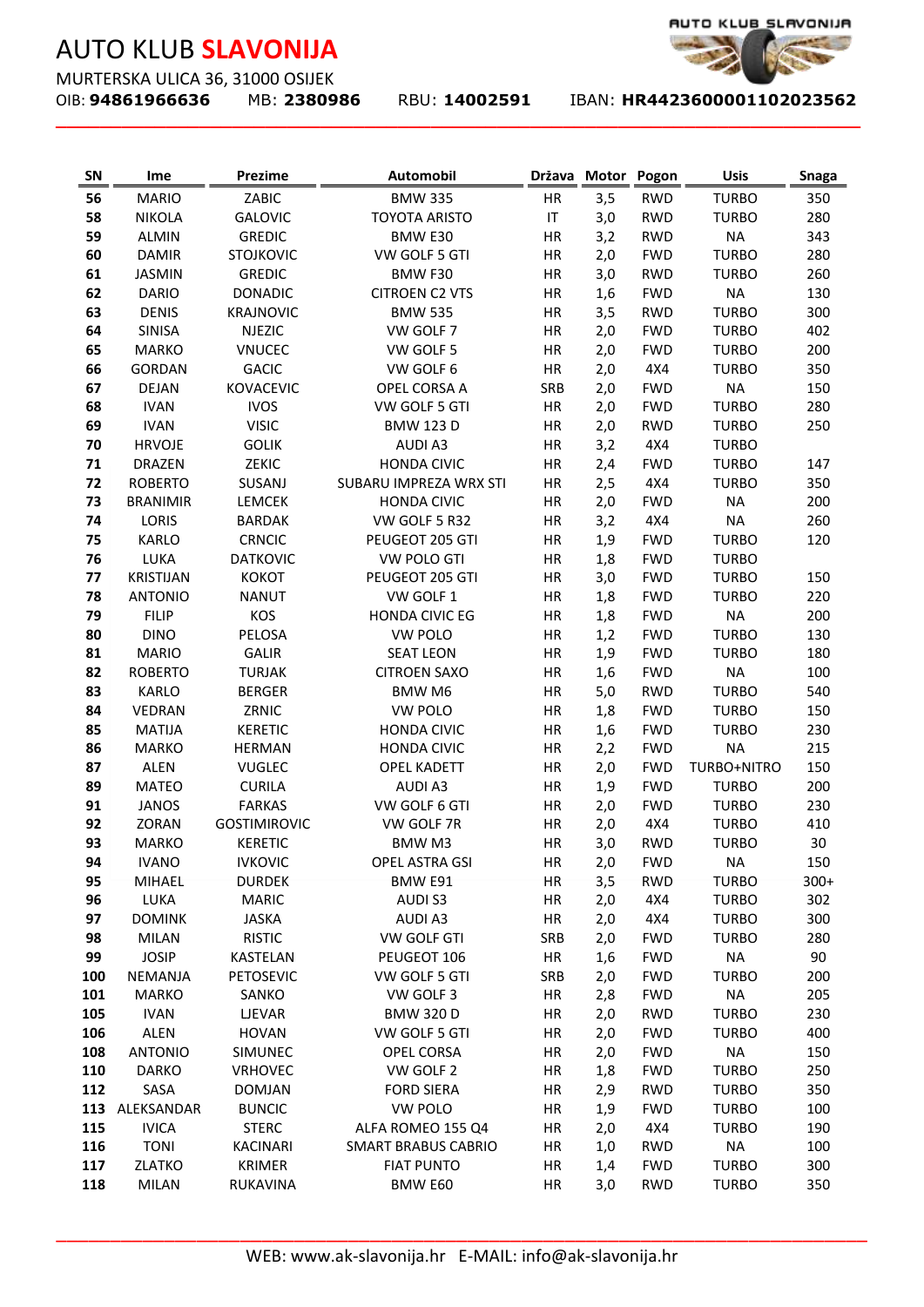# AUTO KLUB **SLAVONIJA**

MURTERSKA ULICA 36, 31000 OSIJEK

OIB: **94861966636** MB: **2380986** RBU: **14002591** IBAN: **HR4423600001102023562**

| SN | Ime | Prezime | Automobil | Država | Motor | Pogon | Usis | Snaga |
|---|---|---|---|---|---|---|---|---|
| **56** | MARIO | ZABIC | BMW 335 | HR | 3,5 | RWD | TURBO | 350 |
| **58** | NIKOLA | GALOVIC | TOYOTA ARISTO | IT | 3,0 | RWD | TURBO | 280 |
| **59** | ALMIN | GREDIC | BMW E30 | HR | 3,2 | RWD | NA | 343 |
| **60** | DAMIR | STOJKOVIC | VW GOLF 5 GTI | HR | 2,0 | FWD | TURBO | 280 |
| **61** | JASMIN | GREDIC | BMW F30 | HR | 3,0 | RWD | TURBO | 260 |
| **62** | DARIO | DONADIC | CITROEN C2 VTS | HR | 1,6 | FWD | NA | 130 |
| **63** | DENIS | KRAJNOVIC | BMW 535 | HR | 3,5 | RWD | TURBO | 300 |
| **64** | SINISA | NJEZIC | VW GOLF 7 | HR | 2,0 | FWD | TURBO | 402 |
| **65** | MARKO | VNUCEC | VW GOLF 5 | HR | 2,0 | FWD | TURBO | 200 |
| **66** | GORDAN | GACIC | VW GOLF 6 | HR | 2,0 | 4X4 | TURBO | 350 |
| **67** | DEJAN | KOVACEVIC | OPEL CORSA A | SRB | 2,0 | FWD | NA | 150 |
| **68** | IVAN | IVOS | VW GOLF 5 GTI | HR | 2,0 | FWD | TURBO | 280 |
| **69** | IVAN | VISIC | BMW 123 D | HR | 2,0 | RWD | TURBO | 250 |
| **70** | HRVOJE | GOLIK | AUDI A3 | HR | 3,2 | 4X4 | TURBO | |
| **71** | DRAZEN | ZEKIC | HONDA CIVIC | HR | 2,4 | FWD | TURBO | 147 |
| **72** | ROBERTO | SUSANJ | SUBARU IMPREZA WRX STI | HR | 2,5 | 4X4 | TURBO | 350 |
| **73** | BRANIMIR | LEMCEK | HONDA CIVIC | HR | 2,0 | FWD | NA | 200 |
| **74** | LORIS | BARDAK | VW GOLF 5 R32 | HR | 3,2 | 4X4 | NA | 260 |
| **75** | KARLO | CRNCIC | PEUGEOT 205 GTI | HR | 1,9 | FWD | TURBO | 120 |
| **76** | LUKA | DATKOVIC | VW POLO GTI | HR | 1,8 | FWD | TURBO | |
| **77** | KRISTIJAN | KOKOT | PEUGEOT 205 GTI | HR | 3,0 | FWD | TURBO | 150 |
| **78** | ANTONIO | NANUT | VW GOLF 1 | HR | 1,8 | FWD | TURBO | 220 |
| **79** | FILIP | KOS | HONDA CIVIC EG | HR | 1,8 | FWD | NA | 200 |
| **80** | DINO | PELOSA | VW POLO | HR | 1,2 | FWD | TURBO | 130 |
| **81** | MARIO | GALIR | SEAT LEON | HR | 1,9 | FWD | TURBO | 180 |
| **82** | ROBERTO | TURJAK | CITROEN SAXO | HR | 1,6 | FWD | NA | 100 |
| **83** | KARLO | BERGER | BMW M6 | HR | 5,0 | RWD | TURBO | 540 |
| **84** | VEDRAN | ZRNIC | VW POLO | HR | 1,8 | FWD | TURBO | 150 |
| **85** | MATIJA | KERETIC | HONDA CIVIC | HR | 1,6 | FWD | TURBO | 230 |
| **86** | MARKO | HERMAN | HONDA CIVIC | HR | 2,2 | FWD | NA | 215 |
| **87** | ALEN | VUGLEC | OPEL KADETT | HR | 2,0 | FWD | TURBO+NITRO | 150 |
| **89** | MATEO | CURILA | AUDI A3 | HR | 1,9 | FWD | TURBO | 200 |
| **91** | JANOS | FARKAS | VW GOLF 6 GTI | HR | 2,0 | FWD | TURBO | 230 |
| **92** | ZORAN | GOSTIMIROVIC | VW GOLF 7R | HR | 2,0 | 4X4 | TURBO | 410 |
| **93** | MARKO | KERETIC | BMW M3 | HR | 3,0 | RWD | TURBO | 30 |
| **94** | IVANO | IVKOVIC | OPEL ASTRA GSI | HR | 2,0 | FWD | NA | 150 |
| **95** | MIHAEL | DURDEK | BMW E91 | HR | 3,5 | RWD | TURBO | 300+ |
| **96** | LUKA | MARIC | AUDI S3 | HR | 2,0 | 4X4 | TURBO | 302 |
| **97** | DOMINK | JASKA | AUDI A3 | HR | 2,0 | 4X4 | TURBO | 300 |
| **98** | MILAN | RISTIC | VW GOLF GTI | SRB | 2,0 | FWD | TURBO | 280 |
| **99** | JOSIP | KASTELAN | PEUGEOT 106 | HR | 1,6 | FWD | NA | 90 |
| **100** | NEMANJA | PETOSEVIC | VW GOLF 5 GTI | SRB | 2,0 | FWD | TURBO | 200 |
| **101** | MARKO | SANKO | VW GOLF 3 | HR | 2,8 | FWD | NA | 205 |
| **105** | IVAN | LJEVAR | BMW 320 D | HR | 2,0 | RWD | TURBO | 230 |
| **106** | ALEN | HOVAN | VW GOLF 5 GTI | HR | 2,0 | FWD | TURBO | 400 |
| **108** | ANTONIO | SIMUNEC | OPEL CORSA | HR | 2,0 | FWD | NA | 150 |
| **110** | DARKO | VRHOVEC | VW GOLF 2 | HR | 1,8 | FWD | TURBO | 250 |
| **112** | SASA | DOMJAN | FORD SIERA | HR | 2,9 | RWD | TURBO | 350 |
| **113** | ALEKSANDAR | BUNCIC | VW POLO | HR | 1,9 | FWD | TURBO | 100 |
| **115** | IVICA | STERC | ALFA ROMEO 155 Q4 | HR | 2,0 | 4X4 | TURBO | 190 |
| **116** | TONI | KACINARI | SMART BRABUS CABRIO | HR | 1,0 | RWD | NA | 100 |
| **117** | ZLATKO | KRIMER | FIAT PUNTO | HR | 1,4 | FWD | TURBO | 300 |
| **118** | MILAN | RUKAVINA | BMW E60 | HR | 3,0 | RWD | TURBO | 350 |

WEB: www.ak-slavonija.hr E-MAIL: info@ak-slavonija.hr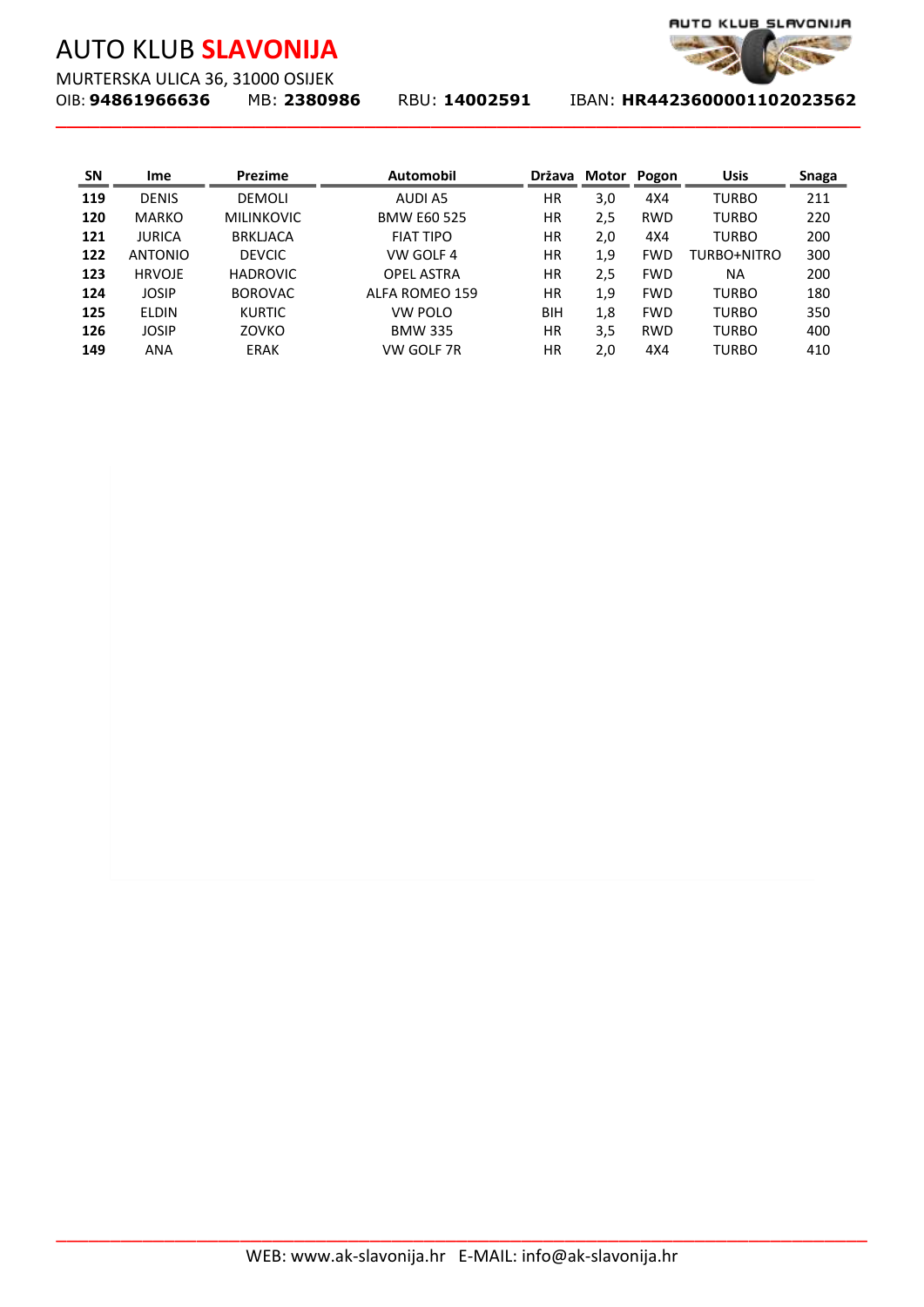# AUTO KLUB **SLAVONIJA**

MURTERSKA ULICA 36, 31000 OSIJEK

OIB: **94861966636** MB: **2380986** RBU: **14002591** IBAN: **HR4423600001102023562**

| SN | Ime | Prezime | Automobil | Država | Motor | Pogon | Usis | Snaga |
|---|---|---|---|---|---|---|---|---|
| **119** | DENIS | DEMOLI | AUDI A5 | HR | 3,0 | 4X4 | TURBO | 211 |
| **120** | MARKO | MILINKOVIC | BMW E60 525 | HR | 2,5 | RWD | TURBO | 220 |
| **121** | JURICA | BRKLJACA | FIAT TIPO | HR | 2,0 | 4X4 | TURBO | 200 |
| **122** | ANTONIO | DEVCIC | VW GOLF 4 | HR | 1,9 | FWD | TURBO+NITRO | 300 |
| **123** | HRVOJE | HADROVIC | OPEL ASTRA | HR | 2,5 | FWD | NA | 200 |
| **124** | JOSIP | BOROVAC | ALFA ROMEO 159 | HR | 1,9 | FWD | TURBO | 180 |
| **125** | ELDIN | KURTIC | VW POLO | BIH | 1,8 | FWD | TURBO | 350 |
| **126** | JOSIP | ZOVKO | BMW 335 | HR | 3,5 | RWD | TURBO | 400 |
| **149** | ANA | ERAK | VW GOLF 7R | HR | 2,0 | 4X4 | TURBO | 410 |

WEB: www.ak-slavonija.hr E-MAIL: info@ak-slavonija.hr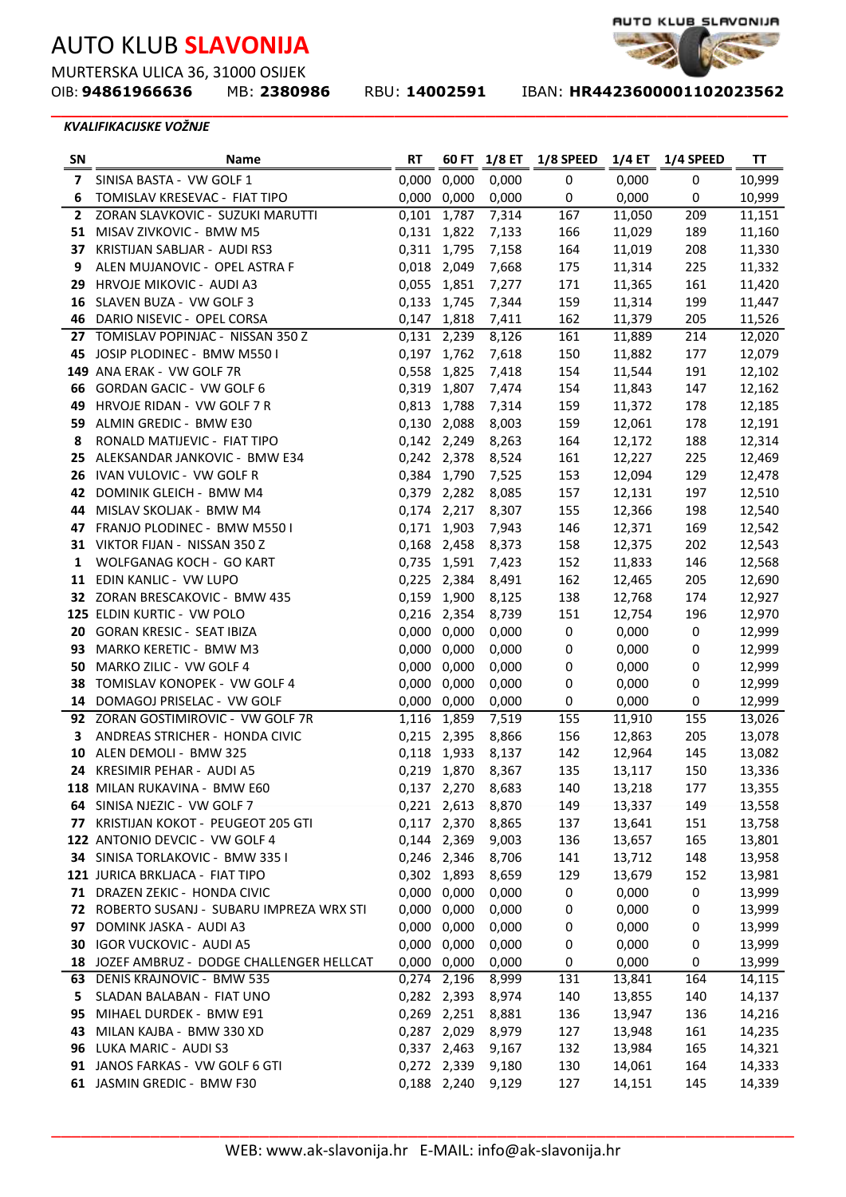# AUTO KLUB **SLAVONIJA**

MURTERSKA ULICA 36, 31000 OSIJEK

OIB: **94861966636** MB: **2380986** RBU: **14002591** IBAN: **HR4423600001102023562**

*KVALIFIKACIJSKE VOŽNJE*

| SN | Name | RT | 60 FT | 1/8 ET | 1/8 SPEED | 1/4 ET | 1/4 SPEED | TT |
|---|---|---|---|---|---|---|---|---|
| **7** | SINISA BASTA - VW GOLF 1 | 0,000 | 0,000 | 0,000 | 0 | 0,000 | 0 | 10,999 |
| **6** | TOMISLAV KRESEVAC - FIAT TIPO | 0,000 | 0,000 | 0,000 | 0 | 0,000 | 0 | 10,999 |
| **2** | ZORAN SLAVKOVIC - SUZUKI MARUTTI | 0,101 | 1,787 | 7,314 | 167 | 11,050 | 209 | 11,151 |
| **51** | MISAV ZIVKOVIC - BMW M5 | 0,131 | 1,822 | 7,133 | 166 | 11,029 | 189 | 11,160 |
| **37** | KRISTIJAN SABLJAR - AUDI RS3 | 0,311 | 1,795 | 7,158 | 164 | 11,019 | 208 | 11,330 |
| **9** | ALEN MUJANOVIC - OPEL ASTRA F | 0,018 | 2,049 | 7,668 | 175 | 11,314 | 225 | 11,332 |
| **29** | HRVOJE MIKOVIC - AUDI A3 | 0,055 | 1,851 | 7,277 | 171 | 11,365 | 161 | 11,420 |
| **16** | SLAVEN BUZA - VW GOLF 3 | 0,133 | 1,745 | 7,344 | 159 | 11,314 | 199 | 11,447 |
| **46** | DARIO NISEVIC - OPEL CORSA | 0,147 | 1,818 | 7,411 | 162 | 11,379 | 205 | 11,526 |
| **27** | TOMISLAV POPINJAC - NISSAN 350 Z | 0,131 | 2,239 | 8,126 | 161 | 11,889 | 214 | 12,020 |
| **45** | JOSIP PLODINEC - BMW M550 I | 0,197 | 1,762 | 7,618 | 150 | 11,882 | 177 | 12,079 |
| **149** | ANA ERAK - VW GOLF 7R | 0,558 | 1,825 | 7,418 | 154 | 11,544 | 191 | 12,102 |
| **66** | GORDAN GACIC - VW GOLF 6 | 0,319 | 1,807 | 7,474 | 154 | 11,843 | 147 | 12,162 |
| **49** | HRVOJE RIDAN - VW GOLF 7 R | 0,813 | 1,788 | 7,314 | 159 | 11,372 | 178 | 12,185 |
| **59** | ALMIN GREDIC - BMW E30 | 0,130 | 2,088 | 8,003 | 159 | 12,061 | 178 | 12,191 |
| **8** | RONALD MATIJEVIC - FIAT TIPO | 0,142 | 2,249 | 8,263 | 164 | 12,172 | 188 | 12,314 |
| **25** | ALEKSANDAR JANKOVIC - BMW E34 | 0,242 | 2,378 | 8,524 | 161 | 12,227 | 225 | 12,469 |
| **26** | IVAN VULOVIC - VW GOLF R | 0,384 | 1,790 | 7,525 | 153 | 12,094 | 129 | 12,478 |
| **42** | DOMINIK GLEICH - BMW M4 | 0,379 | 2,282 | 8,085 | 157 | 12,131 | 197 | 12,510 |
| **44** | MISLAV SKOLJAK - BMW M4 | 0,174 | 2,217 | 8,307 | 155 | 12,366 | 198 | 12,540 |
| **47** | FRANJO PLODINEC - BMW M550 I | 0,171 | 1,903 | 7,943 | 146 | 12,371 | 169 | 12,542 |
| **31** | VIKTOR FIJAN - NISSAN 350 Z | 0,168 | 2,458 | 8,373 | 158 | 12,375 | 202 | 12,543 |
| **1** | WOLFGANAG KOCH - GO KART | 0,735 | 1,591 | 7,423 | 152 | 11,833 | 146 | 12,568 |
| **11** | EDIN KANLIC - VW LUPO | 0,225 | 2,384 | 8,491 | 162 | 12,465 | 205 | 12,690 |
| **32** | ZORAN BRESCAKOVIC - BMW 435 | 0,159 | 1,900 | 8,125 | 138 | 12,768 | 174 | 12,927 |
| **125** | ELDIN KURTIC - VW POLO | 0,216 | 2,354 | 8,739 | 151 | 12,754 | 196 | 12,970 |
| **20** | GORAN KRESIC - SEAT IBIZA | 0,000 | 0,000 | 0,000 | 0 | 0,000 | 0 | 12,999 |
| **93** | MARKO KERETIC - BMW M3 | 0,000 | 0,000 | 0,000 | 0 | 0,000 | 0 | 12,999 |
| **50** | MARKO ZILIC - VW GOLF 4 | 0,000 | 0,000 | 0,000 | 0 | 0,000 | 0 | 12,999 |
| **38** | TOMISLAV KONOPEK - VW GOLF 4 | 0,000 | 0,000 | 0,000 | 0 | 0,000 | 0 | 12,999 |
| **14** | DOMAGOJ PRISELAC - VW GOLF | 0,000 | 0,000 | 0,000 | 0 | 0,000 | 0 | 12,999 |
| **92** | ZORAN GOSTIMIROVIC - VW GOLF 7R | 1,116 | 1,859 | 7,519 | 155 | 11,910 | 155 | 13,026 |
| **3** | ANDREAS STRICHER - HONDA CIVIC | 0,215 | 2,395 | 8,866 | 156 | 12,863 | 205 | 13,078 |
| **10** | ALEN DEMOLI - BMW 325 | 0,118 | 1,933 | 8,137 | 142 | 12,964 | 145 | 13,082 |
| **24** | KRESIMIR PEHAR - AUDI A5 | 0,219 | 1,870 | 8,367 | 135 | 13,117 | 150 | 13,336 |
| **118** | MILAN RUKAVINA - BMW E60 | 0,137 | 2,270 | 8,683 | 140 | 13,218 | 177 | 13,355 |
| **64** | SINISA NJEZIC - VW GOLF 7 | 0,221 | 2,613 | 8,870 | 149 | 13,337 | 149 | 13,558 |
| **77** | KRISTIJAN KOKOT - PEUGEOT 205 GTI | 0,117 | 2,370 | 8,865 | 137 | 13,641 | 151 | 13,758 |
| **122** | ANTONIO DEVCIC - VW GOLF 4 | 0,144 | 2,369 | 9,003 | 136 | 13,657 | 165 | 13,801 |
| **34** | SINISA TORLAKOVIC - BMW 335 I | 0,246 | 2,346 | 8,706 | 141 | 13,712 | 148 | 13,958 |
| **121** | JURICA BRKLJACA - FIAT TIPO | 0,302 | 1,893 | 8,659 | 129 | 13,679 | 152 | 13,981 |
| **71** | DRAZEN ZEKIC - HONDA CIVIC | 0,000 | 0,000 | 0,000 | 0 | 0,000 | 0 | 13,999 |
| **72** | ROBERTO SUSANJ - SUBARU IMPREZA WRX STI | 0,000 | 0,000 | 0,000 | 0 | 0,000 | 0 | 13,999 |
| **97** | DOMINK JASKA - AUDI A3 | 0,000 | 0,000 | 0,000 | 0 | 0,000 | 0 | 13,999 |
| **30** | IGOR VUCKOVIC - AUDI A5 | 0,000 | 0,000 | 0,000 | 0 | 0,000 | 0 | 13,999 |
| **18** | JOZEF AMBRUZ - DODGE CHALLENGER HELLCAT | 0,000 | 0,000 | 0,000 | 0 | 0,000 | 0 | 13,999 |
| **63** | DENIS KRAJNOVIC - BMW 535 | 0,274 | 2,196 | 8,999 | 131 | 13,841 | 164 | 14,115 |
| **5** | SLADAN BALABAN - FIAT UNO | 0,282 | 2,393 | 8,974 | 140 | 13,855 | 140 | 14,137 |
| **95** | MIHAEL DURDEK - BMW E91 | 0,269 | 2,251 | 8,881 | 136 | 13,947 | 136 | 14,216 |
| **43** | MILAN KAJBA - BMW 330 XD | 0,287 | 2,029 | 8,979 | 127 | 13,948 | 161 | 14,235 |
| **96** | LUKA MARIC - AUDI S3 | 0,337 | 2,463 | 9,167 | 132 | 13,984 | 165 | 14,321 |
| **91** | JANOS FARKAS - VW GOLF 6 GTI | 0,272 | 2,339 | 9,180 | 130 | 14,061 | 164 | 14,333 |
| **61** | JASMIN GREDIC - BMW F30 | 0,188 | 2,240 | 9,129 | 127 | 14,151 | 145 | 14,339 |

WEB: www.ak-slavonija.hr E-MAIL: info@ak-slavonija.hr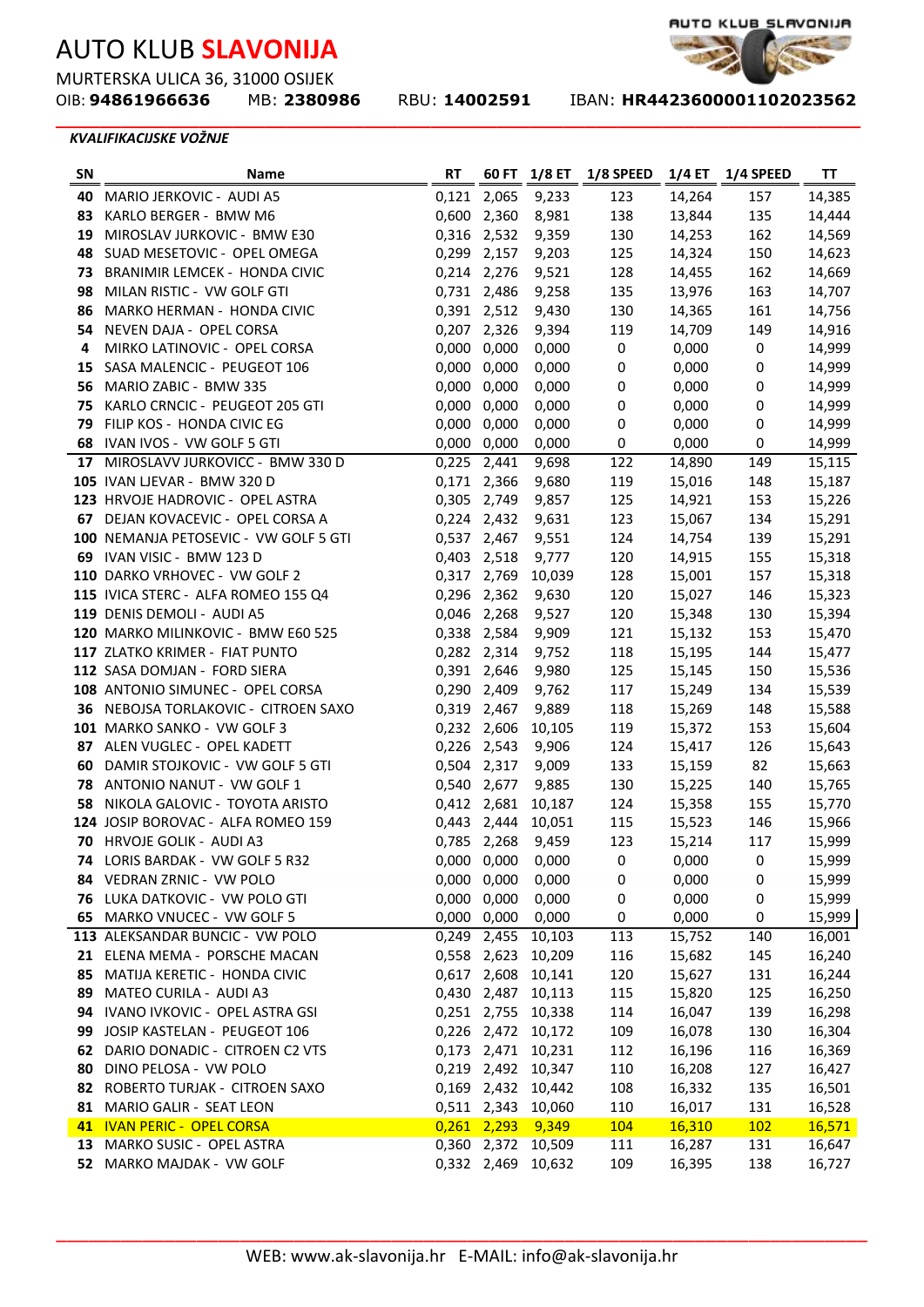# AUTO KLUB **SLAVONIJA**

MURTERSKA ULICA 36, 31000 OSIJEK

OIB: **94861966636** MB: **2380986** RBU: **14002591** IBAN: **HR4423600001102023562**

***KVALIFIKACIJSKE VOŽNJE***

| SN | Name | RT | 60 FT | 1/8 ET | 1/8 SPEED | 1/4 ET | 1/4 SPEED | TT |
|---|---|---|---|---|---|---|---|---|
| **40** | MARIO JERKOVIC - AUDI A5 | 0,121 | 2,065 | 9,233 | 123 | 14,264 | 157 | 14,385 |
| **83** | KARLO BERGER - BMW M6 | 0,600 | 2,360 | 8,981 | 138 | 13,844 | 135 | 14,444 |
| **19** | MIROSLAV JURKOVIC - BMW E30 | 0,316 | 2,532 | 9,359 | 130 | 14,253 | 162 | 14,569 |
| **48** | SUAD MESETOVIC - OPEL OMEGA | 0,299 | 2,157 | 9,203 | 125 | 14,324 | 150 | 14,623 |
| **73** | BRANIMIR LEMCEK - HONDA CIVIC | 0,214 | 2,276 | 9,521 | 128 | 14,455 | 162 | 14,669 |
| **98** | MILAN RISTIC - VW GOLF GTI | 0,731 | 2,486 | 9,258 | 135 | 13,976 | 163 | 14,707 |
| **86** | MARKO HERMAN - HONDA CIVIC | 0,391 | 2,512 | 9,430 | 130 | 14,365 | 161 | 14,756 |
| **54** | NEVEN DAJA - OPEL CORSA | 0,207 | 2,326 | 9,394 | 119 | 14,709 | 149 | 14,916 |
| **4** | MIRKO LATINOVIC - OPEL CORSA | 0,000 | 0,000 | 0,000 | 0 | 0,000 | 0 | 14,999 |
| **15** | SASA MALENCIC - PEUGEOT 106 | 0,000 | 0,000 | 0,000 | 0 | 0,000 | 0 | 14,999 |
| **56** | MARIO ZABIC - BMW 335 | 0,000 | 0,000 | 0,000 | 0 | 0,000 | 0 | 14,999 |
| **75** | KARLO CRNCIC - PEUGEOT 205 GTI | 0,000 | 0,000 | 0,000 | 0 | 0,000 | 0 | 14,999 |
| **79** | FILIP KOS - HONDA CIVIC EG | 0,000 | 0,000 | 0,000 | 0 | 0,000 | 0 | 14,999 |
| **68** | IVAN IVOS - VW GOLF 5 GTI | 0,000 | 0,000 | 0,000 | 0 | 0,000 | 0 | 14,999 |
| **17** | MIROSLAVV JURKOVICC - BMW 330 D | 0,225 | 2,441 | 9,698 | 122 | 14,890 | 149 | 15,115 |
| **105** | IVAN LJEVAR - BMW 320 D | 0,171 | 2,366 | 9,680 | 119 | 15,016 | 148 | 15,187 |
| **123** | HRVOJE HADROVIC - OPEL ASTRA | 0,305 | 2,749 | 9,857 | 125 | 14,921 | 153 | 15,226 |
| **67** | DEJAN KOVACEVIC - OPEL CORSA A | 0,224 | 2,432 | 9,631 | 123 | 15,067 | 134 | 15,291 |
| **100** | NEMANJA PETOSEVIC - VW GOLF 5 GTI | 0,537 | 2,467 | 9,551 | 124 | 14,754 | 139 | 15,291 |
| **69** | IVAN VISIC - BMW 123 D | 0,403 | 2,518 | 9,777 | 120 | 14,915 | 155 | 15,318 |
| **110** | DARKO VRHOVEC - VW GOLF 2 | 0,317 | 2,769 | 10,039 | 128 | 15,001 | 157 | 15,318 |
| **115** | IVICA STERC - ALFA ROMEO 155 Q4 | 0,296 | 2,362 | 9,630 | 120 | 15,027 | 146 | 15,323 |
| **119** | DENIS DEMOLI - AUDI A5 | 0,046 | 2,268 | 9,527 | 120 | 15,348 | 130 | 15,394 |
| **120** | MARKO MILINKOVIC - BMW E60 525 | 0,338 | 2,584 | 9,909 | 121 | 15,132 | 153 | 15,470 |
| **117** | ZLATKO KRIMER - FIAT PUNTO | 0,282 | 2,314 | 9,752 | 118 | 15,195 | 144 | 15,477 |
| **112** | SASA DOMJAN - FORD SIERA | 0,391 | 2,646 | 9,980 | 125 | 15,145 | 150 | 15,536 |
| **108** | ANTONIO SIMUNEC - OPEL CORSA | 0,290 | 2,409 | 9,762 | 117 | 15,249 | 134 | 15,539 |
| **36** | NEBOJSA TORLAKOVIC - CITROEN SAXO | 0,319 | 2,467 | 9,889 | 118 | 15,269 | 148 | 15,588 |
| **101** | MARKO SANKO - VW GOLF 3 | 0,232 | 2,606 | 10,105 | 119 | 15,372 | 153 | 15,604 |
| **87** | ALEN VUGLEC - OPEL KADETT | 0,226 | 2,543 | 9,906 | 124 | 15,417 | 126 | 15,643 |
| **60** | DAMIR STOJKOVIC - VW GOLF 5 GTI | 0,504 | 2,317 | 9,009 | 133 | 15,159 | 82 | 15,663 |
| **78** | ANTONIO NANUT - VW GOLF 1 | 0,540 | 2,677 | 9,885 | 130 | 15,225 | 140 | 15,765 |
| **58** | NIKOLA GALOVIC - TOYOTA ARISTO | 0,412 | 2,681 | 10,187 | 124 | 15,358 | 155 | 15,770 |
| **124** | JOSIP BOROVAC - ALFA ROMEO 159 | 0,443 | 2,444 | 10,051 | 115 | 15,523 | 146 | 15,966 |
| **70** | HRVOJE GOLIK - AUDI A3 | 0,785 | 2,268 | 9,459 | 123 | 15,214 | 117 | 15,999 |
| **74** | LORIS BARDAK - VW GOLF 5 R32 | 0,000 | 0,000 | 0,000 | 0 | 0,000 | 0 | 15,999 |
| **84** | VEDRAN ZRNIC - VW POLO | 0,000 | 0,000 | 0,000 | 0 | 0,000 | 0 | 15,999 |
| **76** | LUKA DATKOVIC - VW POLO GTI | 0,000 | 0,000 | 0,000 | 0 | 0,000 | 0 | 15,999 |
| **65** | MARKO VNUCEC - VW GOLF 5 | 0,000 | 0,000 | 0,000 | 0 | 0,000 | 0 | 15,999 |
| **113** | ALEKSANDAR BUNCIC - VW POLO | 0,249 | 2,455 | 10,103 | 113 | 15,752 | 140 | 16,001 |
| **21** | ELENA MEMA - PORSCHE MACAN | 0,558 | 2,623 | 10,209 | 116 | 15,682 | 145 | 16,240 |
| **85** | MATIJA KERETIC - HONDA CIVIC | 0,617 | 2,608 | 10,141 | 120 | 15,627 | 131 | 16,244 |
| **89** | MATEO CURILA - AUDI A3 | 0,430 | 2,487 | 10,113 | 115 | 15,820 | 125 | 16,250 |
| **94** | IVANO IVKOVIC - OPEL ASTRA GSI | 0,251 | 2,755 | 10,338 | 114 | 16,047 | 139 | 16,298 |
| **99** | JOSIP KASTELAN - PEUGEOT 106 | 0,226 | 2,472 | 10,172 | 109 | 16,078 | 130 | 16,304 |
| **62** | DARIO DONADIC - CITROEN C2 VTS | 0,173 | 2,471 | 10,231 | 112 | 16,196 | 116 | 16,369 |
| **80** | DINO PELOSA - VW POLO | 0,219 | 2,492 | 10,347 | 110 | 16,208 | 127 | 16,427 |
| **82** | ROBERTO TURJAK - CITROEN SAXO | 0,169 | 2,432 | 10,442 | 108 | 16,332 | 135 | 16,501 |
| **81** | MARIO GALIR - SEAT LEON | 0,511 | 2,343 | 10,060 | 110 | 16,017 | 131 | 16,528 |
| **41** | IVAN PERIC - OPEL CORSA | 0,261 | 2,293 | 9,349 | 104 | 16,310 | 102 | 16,571 |
| **13** | MARKO SUSIC - OPEL ASTRA | 0,360 | 2,372 | 10,509 | 111 | 16,287 | 131 | 16,647 |
| **52** | MARKO MAJDAK - VW GOLF | 0,332 | 2,469 | 10,632 | 109 | 16,395 | 138 | 16,727 |

WEB: www.ak-slavonija.hr E-MAIL: info@ak-slavonija.hr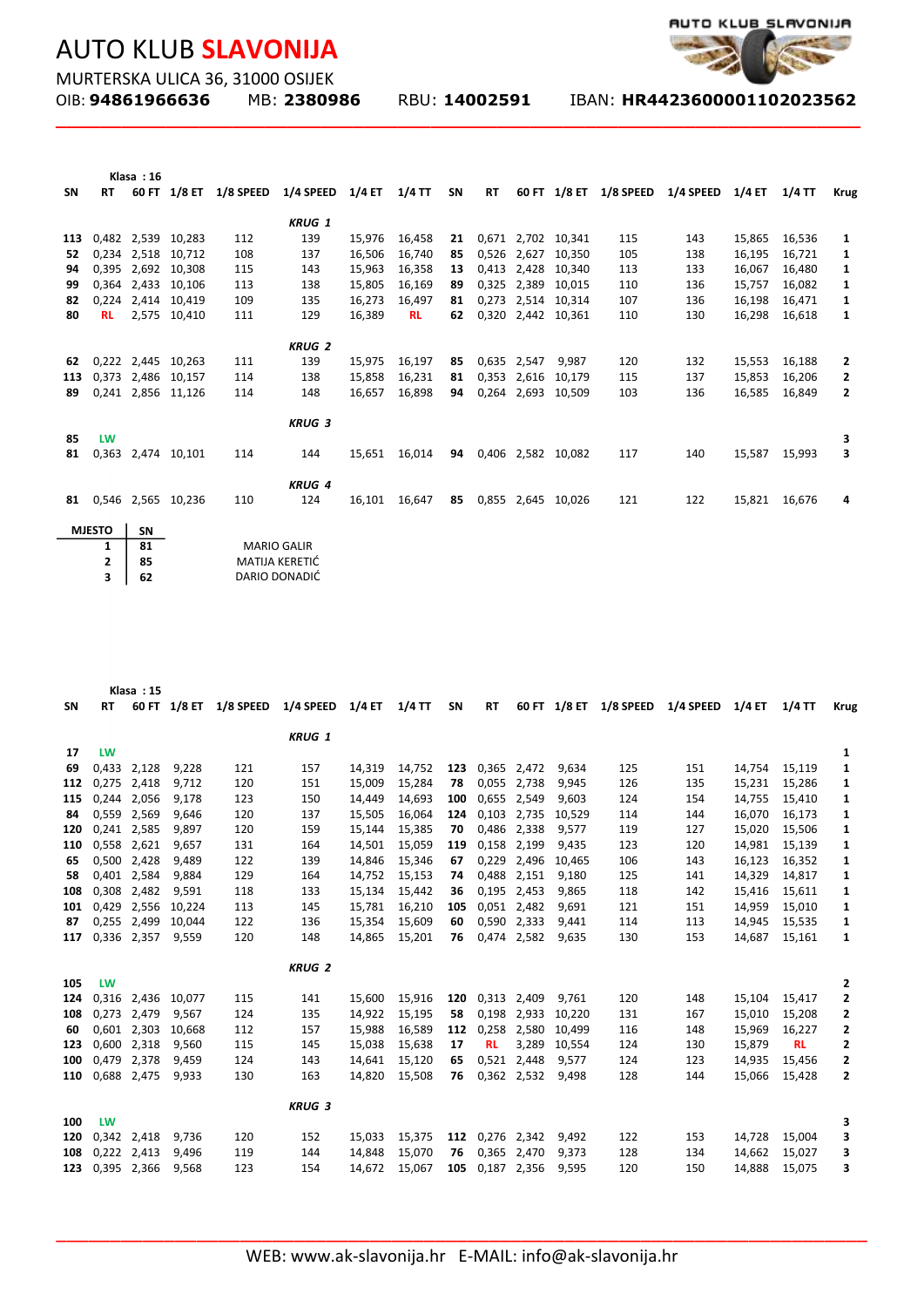# AUTO KLUB **SLAVONIJA**

MURTERSKA ULICA 36, 31000 OSIJEK

OIB: **94861966636** MB: **2380986** RBU: **14002591** IBAN: **HR4423600001102023562**

Klasa : 16

| SN | RT | 60 FT | 1/8 ET | 1/8 SPEED | 1/4 SPEED | 1/4 ET | 1/4 TT | SN | RT | 60 FT | 1/8 ET | 1/8 SPEED | 1/4 SPEED | 1/4 ET | 1/4 TT | Krug |
|---|---|---|---|---|---|---|---|---|---|---|---|---|---|---|---|---|
| | | | | | ***KRUG 1*** | | | | | | | | | | | |
| **113** | 0,482 | 2,539 | 10,283 | 112 | 139 | 15,976 | 16,458 | **21** | 0,671 | 2,702 | 10,341 | 115 | 143 | 15,865 | 16,536 | **1** |
| **52** | 0,234 | 2,518 | 10,712 | 108 | 137 | 16,506 | 16,740 | **85** | 0,526 | 2,627 | 10,350 | 105 | 138 | 16,195 | 16,721 | **1** |
| **94** | 0,395 | 2,692 | 10,308 | 115 | 143 | 15,963 | 16,358 | **13** | 0,413 | 2,428 | 10,340 | 113 | 133 | 16,067 | 16,480 | **1** |
| **99** | 0,364 | 2,433 | 10,106 | 113 | 138 | 15,805 | 16,169 | **89** | 0,325 | 2,389 | 10,015 | 110 | 136 | 15,757 | 16,082 | **1** |
| **82** | 0,224 | 2,414 | 10,419 | 109 | 135 | 16,273 | 16,497 | **81** | 0,273 | 2,514 | 10,314 | 107 | 136 | 16,198 | 16,471 | **1** |
| **80** | **RL** | 2,575 | 10,410 | 111 | 129 | 16,389 | **RL** | **62** | 0,320 | 2,442 | 10,361 | 110 | 130 | 16,298 | 16,618 | **1** |
| | | | | | ***KRUG 2*** | | | | | | | | | | | |
| **62** | 0,222 | 2,445 | 10,263 | 111 | 139 | 15,975 | 16,197 | **85** | 0,635 | 2,547 | 9,987 | 120 | 132 | 15,553 | 16,188 | **2** |
| **113** | 0,373 | 2,486 | 10,157 | 114 | 138 | 15,858 | 16,231 | **81** | 0,353 | 2,616 | 10,179 | 115 | 137 | 15,853 | 16,206 | **2** |
| **89** | 0,241 | 2,856 | 11,126 | 114 | 148 | 16,657 | 16,898 | **94** | 0,264 | 2,693 | 10,509 | 103 | 136 | 16,585 | 16,849 | **2** |
| | | | | | ***KRUG 3*** | | | | | | | | | | | |
| **85** | **LW** | | | | | | | | | | | | | | | **3** |
| **81** | 0,363 | 2,474 | 10,101 | 114 | 144 | 15,651 | 16,014 | **94** | 0,406 | 2,582 | 10,082 | 117 | 140 | 15,587 | 15,993 | **3** |
| | | | | | ***KRUG 4*** | | | | | | | | | | | |
| **81** | 0,546 | 2,565 | 10,236 | 110 | 124 | 16,101 | 16,647 | **85** | 0,855 | 2,645 | 10,026 | 121 | 122 | 15,821 | 16,676 | **4** |

| MJESTO | SN | |
|---|---|---|
| **1** | **81** | MARIO GALIR |
| **2** | **85** | MATIJA KERETIĆ |
| **3** | **62** | DARIO DONADIĆ |

Klasa : 15

| SN | RT | 60 FT | 1/8 ET | 1/8 SPEED | 1/4 SPEED | 1/4 ET | 1/4 TT | SN | RT | 60 FT | 1/8 ET | 1/8 SPEED | 1/4 SPEED | 1/4 ET | 1/4 TT | Krug |
|---|---|---|---|---|---|---|---|---|---|---|---|---|---|---|---|---|
| | | | | | ***KRUG 1*** | | | | | | | | | | | |
| **17** | **LW** | | | | | | | | | | | | | | | **1** |
| **69** | 0,433 | 2,128 | 9,228 | 121 | 157 | 14,319 | 14,752 | **123** | 0,365 | 2,472 | 9,634 | 125 | 151 | 14,754 | 15,119 | **1** |
| **112** | 0,275 | 2,418 | 9,712 | 120 | 151 | 15,009 | 15,284 | **78** | 0,055 | 2,738 | 9,945 | 126 | 135 | 15,231 | 15,286 | **1** |
| **115** | 0,244 | 2,056 | 9,178 | 123 | 150 | 14,449 | 14,693 | **100** | 0,655 | 2,549 | 9,603 | 124 | 154 | 14,755 | 15,410 | **1** |
| **84** | 0,559 | 2,569 | 9,646 | 120 | 137 | 15,505 | 16,064 | **124** | 0,103 | 2,735 | 10,529 | 114 | 144 | 16,070 | 16,173 | **1** |
| **120** | 0,241 | 2,585 | 9,897 | 120 | 159 | 15,144 | 15,385 | **70** | 0,486 | 2,338 | 9,577 | 119 | 127 | 15,020 | 15,506 | **1** |
| **110** | 0,558 | 2,621 | 9,657 | 131 | 164 | 14,501 | 15,059 | **119** | 0,158 | 2,199 | 9,435 | 123 | 120 | 14,981 | 15,139 | **1** |
| **65** | 0,500 | 2,428 | 9,489 | 122 | 139 | 14,846 | 15,346 | **67** | 0,229 | 2,496 | 10,465 | 106 | 143 | 16,123 | 16,352 | **1** |
| **58** | 0,401 | 2,584 | 9,884 | 129 | 164 | 14,752 | 15,153 | **74** | 0,488 | 2,151 | 9,180 | 125 | 141 | 14,329 | 14,817 | **1** |
| **108** | 0,308 | 2,482 | 9,591 | 118 | 133 | 15,134 | 15,442 | **36** | 0,195 | 2,453 | 9,865 | 118 | 142 | 15,416 | 15,611 | **1** |
| **101** | 0,429 | 2,556 | 10,224 | 113 | 145 | 15,781 | 16,210 | **105** | 0,051 | 2,482 | 9,691 | 121 | 151 | 14,959 | 15,010 | **1** |
| **87** | 0,255 | 2,499 | 10,044 | 122 | 136 | 15,354 | 15,609 | **60** | 0,590 | 2,333 | 9,441 | 114 | 113 | 14,945 | 15,535 | **1** |
| **117** | 0,336 | 2,357 | 9,559 | 120 | 148 | 14,865 | 15,201 | **76** | 0,474 | 2,582 | 9,635 | 130 | 153 | 14,687 | 15,161 | **1** |
| | | | | | ***KRUG 2*** | | | | | | | | | | | |
| **105** | **LW** | | | | | | | | | | | | | | | **2** |
| **124** | 0,316 | 2,436 | 10,077 | 115 | 141 | 15,600 | 15,916 | **120** | 0,313 | 2,409 | 9,761 | 120 | 148 | 15,104 | 15,417 | **2** |
| **108** | 0,273 | 2,479 | 9,567 | 124 | 135 | 14,922 | 15,195 | **58** | 0,198 | 2,933 | 10,220 | 131 | 167 | 15,010 | 15,208 | **2** |
| **60** | 0,601 | 2,303 | 10,668 | 112 | 157 | 15,988 | 16,589 | **112** | 0,258 | 2,580 | 10,499 | 116 | 148 | 15,969 | 16,227 | **2** |
| **123** | 0,600 | 2,318 | 9,560 | 115 | 145 | 15,038 | 15,638 | **17** | **RL** | 3,289 | 10,554 | 124 | 130 | 15,879 | **RL** | **2** |
| **100** | 0,479 | 2,378 | 9,459 | 124 | 143 | 14,641 | 15,120 | **65** | 0,521 | 2,448 | 9,577 | 124 | 123 | 14,935 | 15,456 | **2** |
| **110** | 0,688 | 2,475 | 9,933 | 130 | 163 | 14,820 | 15,508 | **76** | 0,362 | 2,532 | 9,498 | 128 | 144 | 15,066 | 15,428 | **2** |
| | | | | | ***KRUG 3*** | | | | | | | | | | | |
| **100** | **LW** | | | | | | | | | | | | | | | **3** |
| **120** | 0,342 | 2,418 | 9,736 | 120 | 152 | 15,033 | 15,375 | **112** | 0,276 | 2,342 | 9,492 | 122 | 153 | 14,728 | 15,004 | **3** |
| **108** | 0,222 | 2,413 | 9,496 | 119 | 144 | 14,848 | 15,070 | **76** | 0,365 | 2,470 | 9,373 | 128 | 134 | 14,662 | 15,027 | **3** |
| **123** | 0,395 | 2,366 | 9,568 | 123 | 154 | 14,672 | 15,067 | **105** | 0,187 | 2,356 | 9,595 | 120 | 150 | 14,888 | 15,075 | **3** |

WEB: www.ak-slavonija.hr E-MAIL: info@ak-slavonija.hr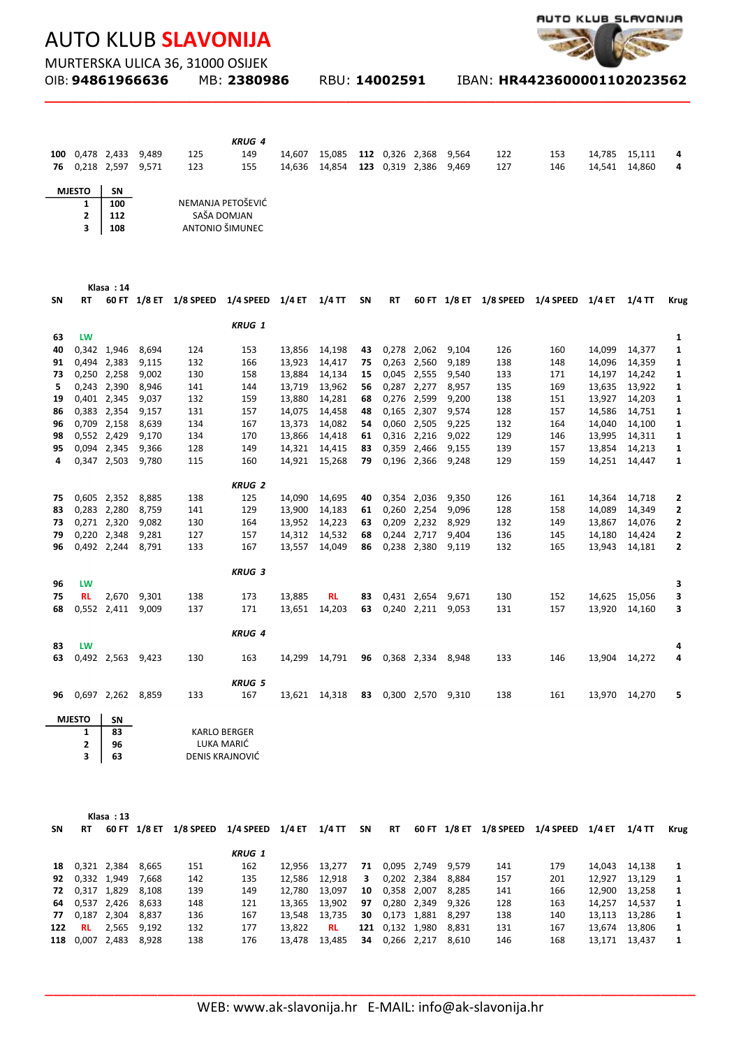# AUTO KLUB **SLAVONIJA**

MURTERSKA ULICA 36, 31000 OSIJEK

OIB: **94861966636** MB: **2380986** RBU: **14002591** IBAN: **HR4423600001102023562**

| SN | RT | 60 FT | 1/8 ET | 1/8 SPEED | 1/4 SPEED | 1/4 ET | 1/4 TT | SN | RT | 60 FT | 1/8 ET | 1/8 SPEED | 1/4 SPEED | 1/4 ET | 1/4 TT | Krug |
|---|---|---|---|---|---|---|---|---|---|---|---|---|---|---|---|---|
| | | | | | ***KRUG 4*** | | | | | | | | | | | |
| **100** | 0,478 | 2,433 | 9,489 | 125 | 149 | 14,607 | 15,085 | **112** | 0,326 | 2,368 | 9,564 | 122 | 153 | 14,785 | 15,111 | **4** |
| **76** | 0,218 | 2,597 | 9,571 | 123 | 155 | 14,636 | 14,854 | **123** | 0,319 | 2,386 | 9,469 | 127 | 146 | 14,541 | 14,860 | **4** |

| MJESTO | SN | |
|---|---|---|
| 1 | 100 | NEMANJA PETOŠEVIĆ |
| 2 | 112 | SAŠA DOMJAN |
| 3 | 108 | ANTONIO ŠIMUNEC |

Klasa : 14

| SN | RT | 60 FT | 1/8 ET | 1/8 SPEED | 1/4 SPEED | 1/4 ET | 1/4 TT | SN | RT | 60 FT | 1/8 ET | 1/8 SPEED | 1/4 SPEED | 1/4 ET | 1/4 TT | Krug |
|---|---|---|---|---|---|---|---|---|---|---|---|---|---|---|---|---|
| | | | | | ***KRUG 1*** | | | | | | | | | | | |
| **63** | LW | | | | | | | | | | | | | | | **1** |
| **40** | 0,342 | 1,946 | 8,694 | 124 | 153 | 13,856 | 14,198 | **43** | 0,278 | 2,062 | 9,104 | 126 | 160 | 14,099 | 14,377 | **1** |
| **91** | 0,494 | 2,383 | 9,115 | 132 | 166 | 13,923 | 14,417 | **75** | 0,263 | 2,560 | 9,189 | 138 | 148 | 14,096 | 14,359 | **1** |
| **73** | 0,250 | 2,258 | 9,002 | 130 | 158 | 13,884 | 14,134 | **15** | 0,045 | 2,555 | 9,540 | 133 | 171 | 14,197 | 14,242 | **1** |
| **5** | 0,243 | 2,390 | 8,946 | 141 | 144 | 13,719 | 13,962 | **56** | 0,287 | 2,277 | 8,957 | 135 | 169 | 13,635 | 13,922 | **1** |
| **19** | 0,401 | 2,345 | 9,037 | 132 | 159 | 13,880 | 14,281 | **68** | 0,276 | 2,599 | 9,200 | 138 | 151 | 13,927 | 14,203 | **1** |
| **86** | 0,383 | 2,354 | 9,157 | 131 | 157 | 14,075 | 14,458 | **48** | 0,165 | 2,307 | 9,574 | 128 | 157 | 14,586 | 14,751 | **1** |
| **96** | 0,709 | 2,158 | 8,639 | 134 | 167 | 13,373 | 14,082 | **54** | 0,060 | 2,505 | 9,225 | 132 | 164 | 14,040 | 14,100 | **1** |
| **98** | 0,552 | 2,429 | 9,170 | 134 | 170 | 13,866 | 14,418 | **61** | 0,316 | 2,216 | 9,022 | 129 | 146 | 13,995 | 14,311 | **1** |
| **95** | 0,094 | 2,345 | 9,366 | 128 | 149 | 14,321 | 14,415 | **83** | 0,359 | 2,466 | 9,155 | 139 | 157 | 13,854 | 14,213 | **1** |
| **4** | 0,347 | 2,503 | 9,780 | 115 | 160 | 14,921 | 15,268 | **79** | 0,196 | 2,366 | 9,248 | 129 | 159 | 14,251 | 14,447 | **1** |
| | | | | | ***KRUG 2*** | | | | | | | | | | | |
| **75** | 0,605 | 2,352 | 8,885 | 138 | 125 | 14,090 | 14,695 | **40** | 0,354 | 2,036 | 9,350 | 126 | 161 | 14,364 | 14,718 | **2** |
| **83** | 0,283 | 2,280 | 8,759 | 141 | 129 | 13,900 | 14,183 | **61** | 0,260 | 2,254 | 9,096 | 128 | 158 | 14,089 | 14,349 | **2** |
| **73** | 0,271 | 2,320 | 9,082 | 130 | 164 | 13,952 | 14,223 | **63** | 0,209 | 2,232 | 8,929 | 132 | 149 | 13,867 | 14,076 | **2** |
| **79** | 0,220 | 2,348 | 9,281 | 127 | 157 | 14,312 | 14,532 | **68** | 0,244 | 2,717 | 9,404 | 136 | 145 | 14,180 | 14,424 | **2** |
| **96** | 0,492 | 2,244 | 8,791 | 133 | 167 | 13,557 | 14,049 | **86** | 0,238 | 2,380 | 9,119 | 132 | 165 | 13,943 | 14,181 | **2** |
| | | | | | ***KRUG 3*** | | | | | | | | | | | |
| **96** | LW | | | | | | | | | | | | | | | **3** |
| **75** | RL | 2,670 | 9,301 | 138 | 173 | 13,885 | RL | **83** | 0,431 | 2,654 | 9,671 | 130 | 152 | 14,625 | 15,056 | **3** |
| **68** | 0,552 | 2,411 | 9,009 | 137 | 171 | 13,651 | 14,203 | **63** | 0,240 | 2,211 | 9,053 | 131 | 157 | 13,920 | 14,160 | **3** |
| | | | | | ***KRUG 4*** | | | | | | | | | | | |
| **83** | LW | | | | | | | | | | | | | | | **4** |
| **63** | 0,492 | 2,563 | 9,423 | 130 | 163 | 14,299 | 14,791 | **96** | 0,368 | 2,334 | 8,948 | 133 | 146 | 13,904 | 14,272 | **4** |
| | | | | | ***KRUG 5*** | | | | | | | | | | | |
| **96** | 0,697 | 2,262 | 8,859 | 133 | 167 | 13,621 | 14,318 | **83** | 0,300 | 2,570 | 9,310 | 138 | 161 | 13,970 | 14,270 | **5** |

| MJESTO | SN | |
|---|---|---|
| 1 | 83 | KARLO BERGER |
| 2 | 96 | LUKA MARIĆ |
| 3 | 63 | DENIS KRAJNOVIĆ |

Klasa : 13

| SN | RT | 60 FT | 1/8 ET | 1/8 SPEED | 1/4 SPEED | 1/4 ET | 1/4 TT | SN | RT | 60 FT | 1/8 ET | 1/8 SPEED | 1/4 SPEED | 1/4 ET | 1/4 TT | Krug |
|---|---|---|---|---|---|---|---|---|---|---|---|---|---|---|---|---|
| | | | | | ***KRUG 1*** | | | | | | | | | | | |
| **18** | 0,321 | 2,384 | 8,665 | 151 | 162 | 12,956 | 13,277 | **71** | 0,095 | 2,749 | 9,579 | 141 | 179 | 14,043 | 14,138 | **1** |
| **92** | 0,332 | 1,949 | 7,668 | 142 | 135 | 12,586 | 12,918 | **3** | 0,202 | 2,384 | 8,884 | 157 | 201 | 12,927 | 13,129 | **1** |
| **72** | 0,317 | 1,829 | 8,108 | 139 | 149 | 12,780 | 13,097 | **10** | 0,358 | 2,007 | 8,285 | 141 | 166 | 12,900 | 13,258 | **1** |
| **64** | 0,537 | 2,426 | 8,633 | 148 | 121 | 13,365 | 13,902 | **97** | 0,280 | 2,349 | 9,326 | 128 | 163 | 14,257 | 14,537 | **1** |
| **77** | 0,187 | 2,304 | 8,837 | 136 | 167 | 13,548 | 13,735 | **30** | 0,173 | 1,881 | 8,297 | 138 | 140 | 13,113 | 13,286 | **1** |
| **122** | RL | 2,565 | 9,192 | 132 | 177 | 13,822 | RL | **121** | 0,132 | 1,980 | 8,831 | 131 | 167 | 13,674 | 13,806 | **1** |
| **118** | 0,007 | 2,483 | 8,928 | 138 | 176 | 13,478 | 13,485 | **34** | 0,266 | 2,217 | 8,610 | 146 | 168 | 13,171 | 13,437 | **1** |

WEB: www.ak-slavonija.hr E-MAIL: info@ak-slavonija.hr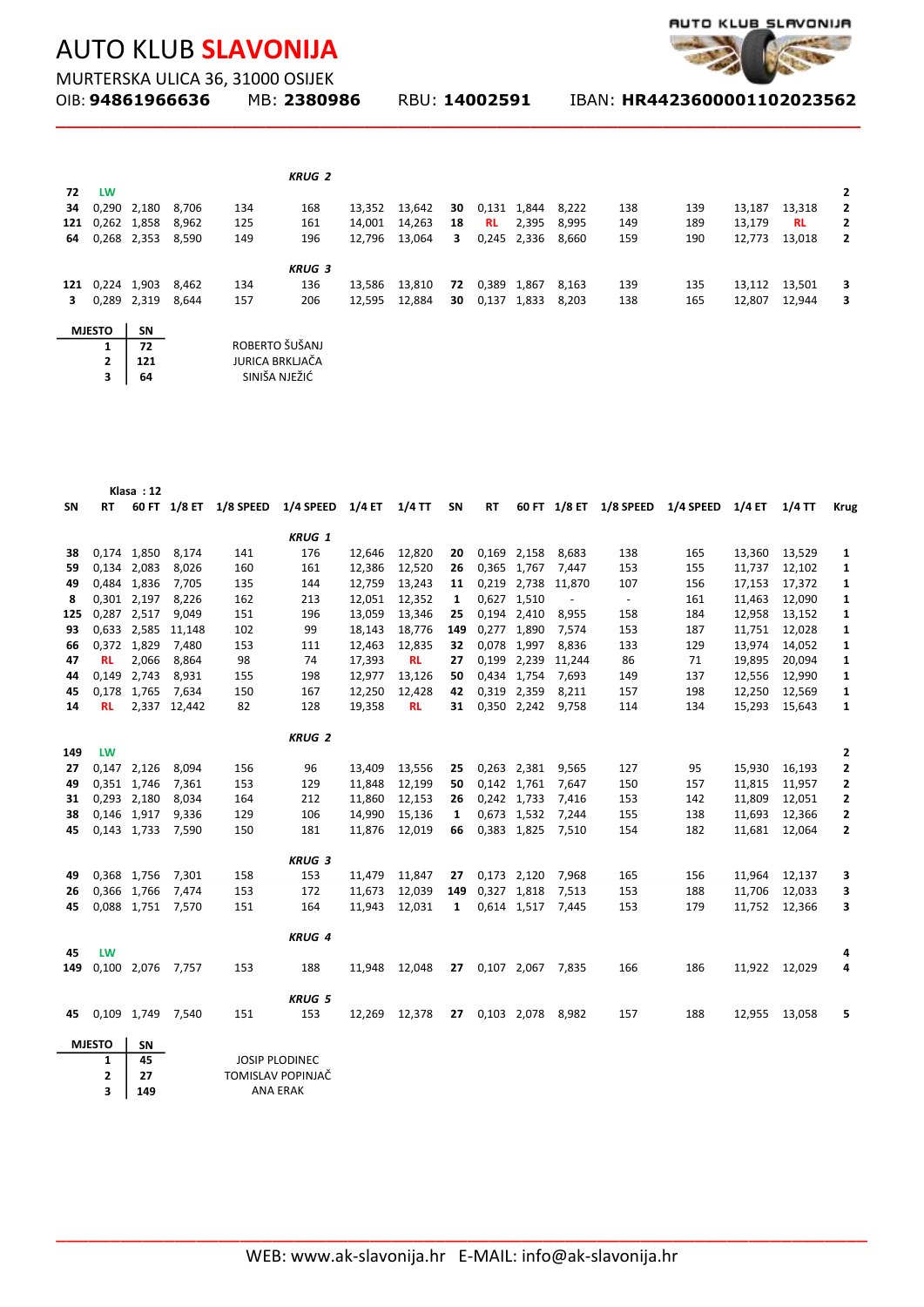# AUTO KLUB **SLAVONIJA**

MURTERSKA ULICA 36, 31000 OSIJEK

OIB: **94861966636** MB: **2380986** RBU: **14002591** IBAN: **HR4423600001102023562**

| SN | RT | 60 FT | 1/8 ET | 1/8 SPEED | 1/4 SPEED | 1/4 ET | 1/4 TT | SN | RT | 60 FT | 1/8 ET | 1/8 SPEED | 1/4 SPEED | 1/4 ET | 1/4 TT | Krug |
|---|---|---|---|---|---|---|---|---|---|---|---|---|---|---|---|---|
| | | | | | *KRUG 2* | | | | | | | | | | | |
| 72 | LW | | | | | | | | | | | | | | | 2 |
| 34 | 0,290 | 2,180 | 8,706 | 134 | 168 | 13,352 | 13,642 | 30 | 0,131 | 1,844 | 8,222 | 138 | 139 | 13,187 | 13,318 | 2 |
| 121 | 0,262 | 1,858 | 8,962 | 125 | 161 | 14,001 | 14,263 | 18 | RL | 2,395 | 8,995 | 149 | 189 | 13,179 | RL | 2 |
| 64 | 0,268 | 2,353 | 8,590 | 149 | 196 | 12,796 | 13,064 | 3 | 0,245 | 2,336 | 8,660 | 159 | 190 | 12,773 | 13,018 | 2 |
| | | | | | *KRUG 3* | | | | | | | | | | | |
| 121 | 0,224 | 1,903 | 8,462 | 134 | 136 | 13,586 | 13,810 | 72 | 0,389 | 1,867 | 8,163 | 139 | 135 | 13,112 | 13,501 | 3 |
| 3 | 0,289 | 2,319 | 8,644 | 157 | 206 | 12,595 | 12,884 | 30 | 0,137 | 1,833 | 8,203 | 138 | 165 | 12,807 | 12,944 | 3 |

| MJESTO | SN | |
|---|---|---|
| 1 | 72 | ROBERTO ŠUŠANJ |
| 2 | 121 | JURICA BRKLJAČA |
| 3 | 64 | SINIŠA NJEŽIĆ |

**Klasa : 12**

| SN | RT | 60 FT | 1/8 ET | 1/8 SPEED | 1/4 SPEED | 1/4 ET | 1/4 TT | SN | RT | 60 FT | 1/8 ET | 1/8 SPEED | 1/4 SPEED | 1/4 ET | 1/4 TT | Krug |
|---|---|---|---|---|---|---|---|---|---|---|---|---|---|---|---|---|
| | | | | | *KRUG 1* | | | | | | | | | | | |
| 38 | 0,174 | 1,850 | 8,174 | 141 | 176 | 12,646 | 12,820 | 20 | 0,169 | 2,158 | 8,683 | 138 | 165 | 13,360 | 13,529 | 1 |
| 59 | 0,134 | 2,083 | 8,026 | 160 | 161 | 12,386 | 12,520 | 26 | 0,365 | 1,767 | 7,447 | 153 | 155 | 11,737 | 12,102 | 1 |
| 49 | 0,484 | 1,836 | 7,705 | 135 | 144 | 12,759 | 13,243 | 11 | 0,219 | 2,738 | 11,870 | 107 | 156 | 17,153 | 17,372 | 1 |
| 8 | 0,301 | 2,197 | 8,226 | 162 | 213 | 12,051 | 12,352 | 1 | 0,627 | 1,510 | - | - | 161 | 11,463 | 12,090 | 1 |
| 125 | 0,287 | 2,517 | 9,049 | 151 | 196 | 13,059 | 13,346 | 25 | 0,194 | 2,410 | 8,955 | 158 | 184 | 12,958 | 13,152 | 1 |
| 93 | 0,633 | 2,585 | 11,148 | 102 | 99 | 18,143 | 18,776 | 149 | 0,277 | 1,890 | 7,574 | 153 | 187 | 11,751 | 12,028 | 1 |
| 66 | 0,372 | 1,829 | 7,480 | 153 | 111 | 12,463 | 12,835 | 32 | 0,078 | 1,997 | 8,836 | 133 | 129 | 13,974 | 14,052 | 1 |
| 47 | RL | 2,066 | 8,864 | 98 | 74 | 17,393 | RL | 27 | 0,199 | 2,239 | 11,244 | 86 | 71 | 19,895 | 20,094 | 1 |
| 44 | 0,149 | 2,743 | 8,931 | 155 | 198 | 12,977 | 13,126 | 50 | 0,434 | 1,754 | 7,693 | 149 | 137 | 12,556 | 12,990 | 1 |
| 45 | 0,178 | 1,765 | 7,634 | 150 | 167 | 12,250 | 12,428 | 42 | 0,319 | 2,359 | 8,211 | 157 | 198 | 12,250 | 12,569 | 1 |
| 14 | RL | 2,337 | 12,442 | 82 | 128 | 19,358 | RL | 31 | 0,350 | 2,242 | 9,758 | 114 | 134 | 15,293 | 15,643 | 1 |
| | | | | | *KRUG 2* | | | | | | | | | | | |
| 149 | LW | | | | | | | | | | | | | | | 2 |
| 27 | 0,147 | 2,126 | 8,094 | 156 | 96 | 13,409 | 13,556 | 25 | 0,263 | 2,381 | 9,565 | 127 | 95 | 15,930 | 16,193 | 2 |
| 49 | 0,351 | 1,746 | 7,361 | 153 | 129 | 11,848 | 12,199 | 50 | 0,142 | 1,761 | 7,647 | 150 | 157 | 11,815 | 11,957 | 2 |
| 31 | 0,293 | 2,180 | 8,034 | 164 | 212 | 11,860 | 12,153 | 26 | 0,242 | 1,733 | 7,416 | 153 | 142 | 11,809 | 12,051 | 2 |
| 38 | 0,146 | 1,917 | 9,336 | 129 | 106 | 14,990 | 15,136 | 1 | 0,673 | 1,532 | 7,244 | 155 | 138 | 11,693 | 12,366 | 2 |
| 45 | 0,143 | 1,733 | 7,590 | 150 | 181 | 11,876 | 12,019 | 66 | 0,383 | 1,825 | 7,510 | 154 | 182 | 11,681 | 12,064 | 2 |
| | | | | | *KRUG 3* | | | | | | | | | | | |
| 49 | 0,368 | 1,756 | 7,301 | 158 | 153 | 11,479 | 11,847 | 27 | 0,173 | 2,120 | 7,968 | 165 | 156 | 11,964 | 12,137 | 3 |
| 26 | 0,366 | 1,766 | 7,474 | 153 | 172 | 11,673 | 12,039 | 149 | 0,327 | 1,818 | 7,513 | 153 | 188 | 11,706 | 12,033 | 3 |
| 45 | 0,088 | 1,751 | 7,570 | 151 | 164 | 11,943 | 12,031 | 1 | 0,614 | 1,517 | 7,445 | 153 | 179 | 11,752 | 12,366 | 3 |
| | | | | | *KRUG 4* | | | | | | | | | | | |
| 45 | LW | | | | | | | | | | | | | | | 4 |
| 149 | 0,100 | 2,076 | 7,757 | 153 | 188 | 11,948 | 12,048 | 27 | 0,107 | 2,067 | 7,835 | 166 | 186 | 11,922 | 12,029 | 4 |
| | | | | | *KRUG 5* | | | | | | | | | | | |
| 45 | 0,109 | 1,749 | 7,540 | 151 | 153 | 12,269 | 12,378 | 27 | 0,103 | 2,078 | 8,982 | 157 | 188 | 12,955 | 13,058 | 5 |

| MJESTO | SN | |
|---|---|---|
| 1 | 45 | JOSIP PLODINEC |
| 2 | 27 | TOMISLAV POPINJAČ |
| 3 | 149 | ANA ERAK |

WEB: www.ak-slavonija.hr E-MAIL: info@ak-slavonija.hr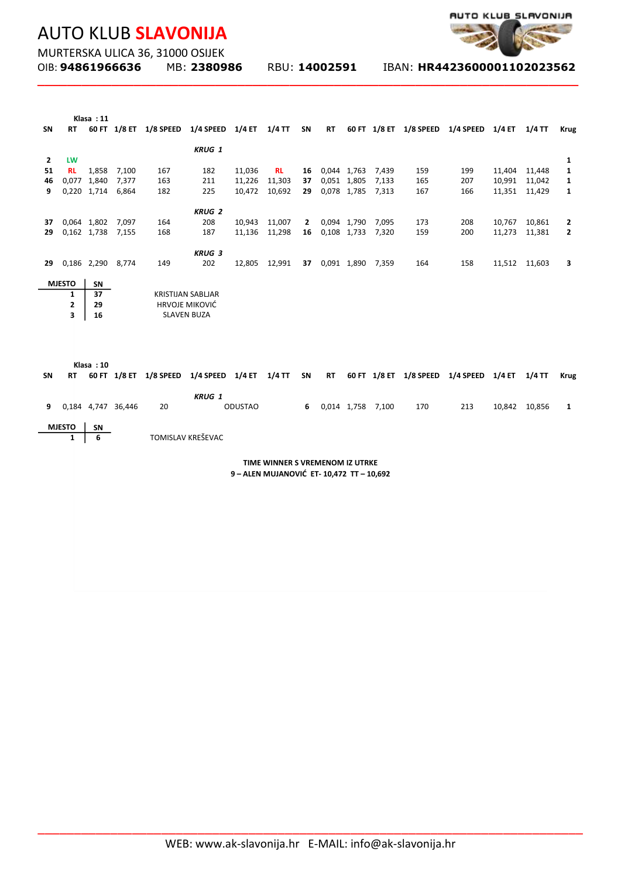# AUTO KLUB **SLAVONIJA**

MURTERSKA ULICA 36, 31000 OSIJEK

OIB: **94861966636** MB: **2380986** RBU: **14002591** IBAN: **HR4423600001102023562**

**Klasa : 11**

| SN | RT | 60 FT | 1/8 ET | 1/8 SPEED | 1/4 SPEED | 1/4 ET | 1/4 TT | SN | RT | 60 FT | 1/8 ET | 1/8 SPEED | 1/4 SPEED | 1/4 ET | 1/4 TT | Krug |
|---|---|---|---|---|---|---|---|---|---|---|---|---|---|---|---|---|
| | | | | | ***KRUG 1*** | | | | | | | | | | | |
| **2** | LW | | | | | | | | | | | | | | | **1** |
| **51** | RL | 1,858 | 7,100 | 167 | 182 | 11,036 | RL | **16** | 0,044 | 1,763 | 7,439 | 159 | 199 | 11,404 | 11,448 | **1** |
| **46** | 0,077 | 1,840 | 7,377 | 163 | 211 | 11,226 | 11,303 | **37** | 0,051 | 1,805 | 7,133 | 165 | 207 | 10,991 | 11,042 | **1** |
| **9** | 0,220 | 1,714 | 6,864 | 182 | 225 | 10,472 | 10,692 | **29** | 0,078 | 1,785 | 7,313 | 167 | 166 | 11,351 | 11,429 | **1** |
| | | | | | ***KRUG 2*** | | | | | | | | | | | |
| **37** | 0,064 | 1,802 | 7,097 | 164 | 208 | 10,943 | 11,007 | **2** | 0,094 | 1,790 | 7,095 | 173 | 208 | 10,767 | 10,861 | **2** |
| **29** | 0,162 | 1,738 | 7,155 | 168 | 187 | 11,136 | 11,298 | **16** | 0,108 | 1,733 | 7,320 | 159 | 200 | 11,273 | 11,381 | **2** |
| | | | | | ***KRUG 3*** | | | | | | | | | | | |
| **29** | 0,186 | 2,290 | 8,774 | 149 | 202 | 12,805 | 12,991 | **37** | 0,091 | 1,890 | 7,359 | 164 | 158 | 11,512 | 11,603 | **3** |

| MJESTO | SN | |
|---|---|---|
| **1** | **37** | KRISTIJAN SABLJAR |
| **2** | **29** | HRVOJE MIKOVIĆ |
| **3** | **16** | SLAVEN BUZA |

**Klasa : 10**

| SN | RT | 60 FT | 1/8 ET | 1/8 SPEED | 1/4 SPEED | 1/4 ET | 1/4 TT | SN | RT | 60 FT | 1/8 ET | 1/8 SPEED | 1/4 SPEED | 1/4 ET | 1/4 TT | Krug |
|---|---|---|---|---|---|---|---|---|---|---|---|---|---|---|---|---|
| | | | | | ***KRUG 1*** | | | | | | | | | | | |
| **9** | 0,184 | 4,747 | 36,446 | 20 | | ODUSTAO | | **6** | 0,014 | 1,758 | 7,100 | 170 | 213 | 10,842 | 10,856 | **1** |

| MJESTO | SN | |
|---|---|---|
| **1** | **6** | TOMISLAV KREŠEVAC |

**TIME WINNER S VREMENOM IZ UTRKE**
**9 – ALEN MUJANOVIĆ ET- 10,472 TT – 10,692**

WEB: www.ak-slavonija.hr E-MAIL: info@ak-slavonija.hr